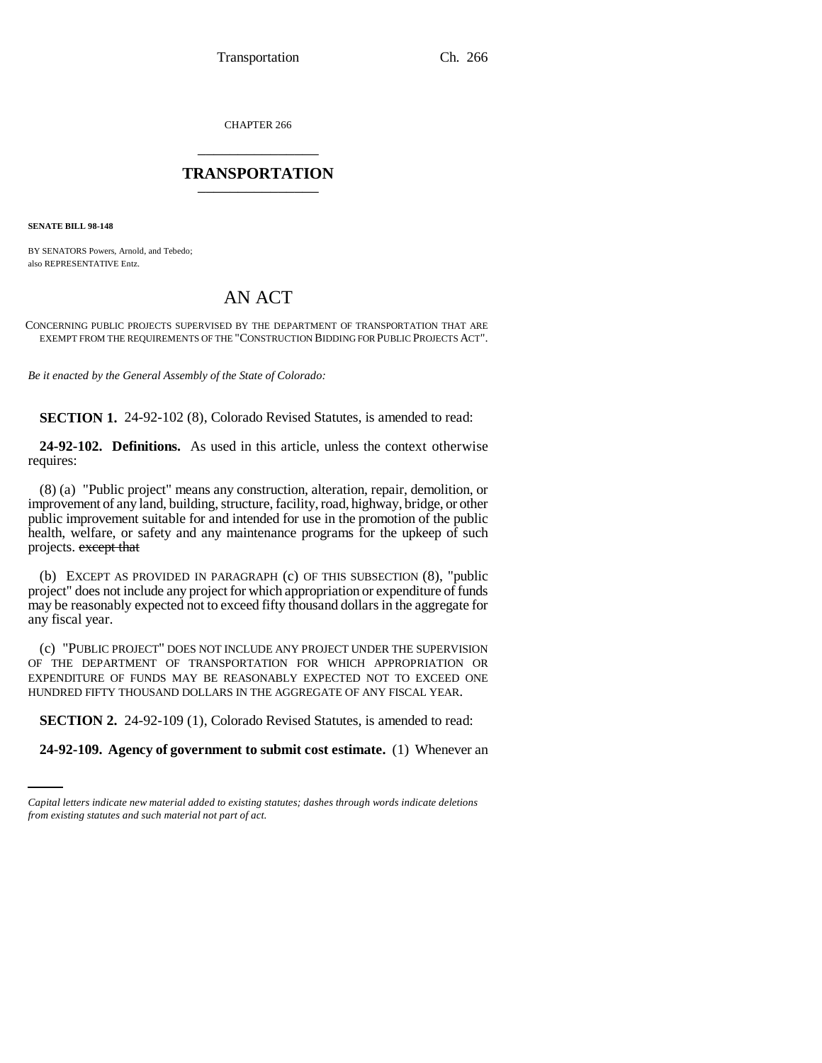CHAPTER 266

# TRANSPORTATION

**SENATE BILL 98-148**

BY SENATORS Powers, Arnold, and Tebedo;
also REPRESENTATIVE Entz.

# AN ACT

CONCERNING PUBLIC PROJECTS SUPERVISED BY THE DEPARTMENT OF TRANSPORTATION THAT ARE EXEMPT FROM THE REQUIREMENTS OF THE "CONSTRUCTION BIDDING FOR PUBLIC PROJECTS ACT".

*Be it enacted by the General Assembly of the State of Colorado:*

**SECTION 1.** 24-92-102 (8), Colorado Revised Statutes, is amended to read:

**24-92-102. Definitions.** As used in this article, unless the context otherwise requires:

(8) (a) "Public project" means any construction, alteration, repair, demolition, or improvement of any land, building, structure, facility, road, highway, bridge, or other public improvement suitable for and intended for use in the promotion of the public health, welfare, or safety and any maintenance programs for the upkeep of such projects. ~~except that~~

(b) EXCEPT AS PROVIDED IN PARAGRAPH (c) OF THIS SUBSECTION (8), "public project" does not include any project for which appropriation or expenditure of funds may be reasonably expected not to exceed fifty thousand dollars in the aggregate for any fiscal year.

(c) "PUBLIC PROJECT" DOES NOT INCLUDE ANY PROJECT UNDER THE SUPERVISION OF THE DEPARTMENT OF TRANSPORTATION FOR WHICH APPROPRIATION OR EXPENDITURE OF FUNDS MAY BE REASONABLY EXPECTED NOT TO EXCEED ONE HUNDRED FIFTY THOUSAND DOLLARS IN THE AGGREGATE OF ANY FISCAL YEAR.

**SECTION 2.** 24-92-109 (1), Colorado Revised Statutes, is amended to read:

**24-92-109. Agency of government to submit cost estimate.** (1) Whenever an

*Capital letters indicate new material added to existing statutes; dashes through words indicate deletions from existing statutes and such material not part of act.*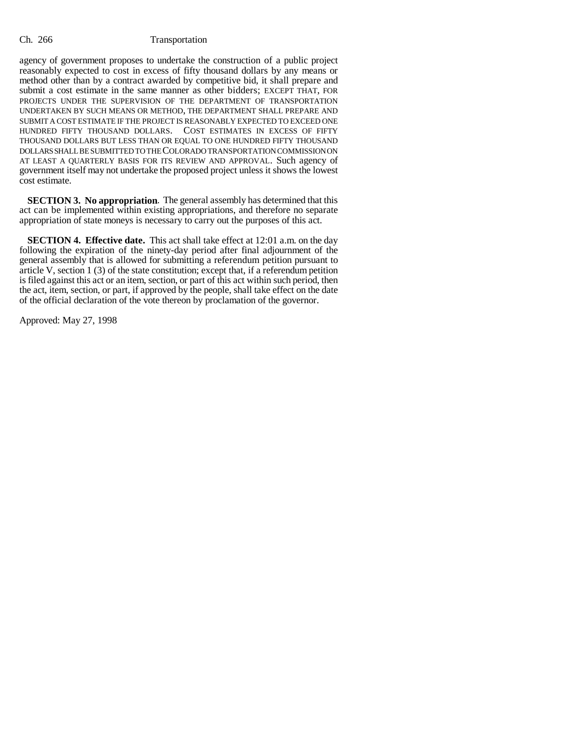agency of government proposes to undertake the construction of a public project reasonably expected to cost in excess of fifty thousand dollars by any means or method other than by a contract awarded by competitive bid, it shall prepare and submit a cost estimate in the same manner as other bidders; EXCEPT THAT, FOR PROJECTS UNDER THE SUPERVISION OF THE DEPARTMENT OF TRANSPORTATION UNDERTAKEN BY SUCH MEANS OR METHOD, THE DEPARTMENT SHALL PREPARE AND SUBMIT A COST ESTIMATE IF THE PROJECT IS REASONABLY EXPECTED TO EXCEED ONE HUNDRED FIFTY THOUSAND DOLLARS. COST ESTIMATES IN EXCESS OF FIFTY THOUSAND DOLLARS BUT LESS THAN OR EQUAL TO ONE HUNDRED FIFTY THOUSAND DOLLARS SHALL BE SUBMITTED TO THE COLORADO TRANSPORTATION COMMISSION ON AT LEAST A QUARTERLY BASIS FOR ITS REVIEW AND APPROVAL. Such agency of government itself may not undertake the proposed project unless it shows the lowest cost estimate.

**SECTION 3. No appropriation**. The general assembly has determined that this act can be implemented within existing appropriations, and therefore no separate appropriation of state moneys is necessary to carry out the purposes of this act.

**SECTION 4. Effective date.** This act shall take effect at 12:01 a.m. on the day following the expiration of the ninety-day period after final adjournment of the general assembly that is allowed for submitting a referendum petition pursuant to article V, section 1 (3) of the state constitution; except that, if a referendum petition is filed against this act or an item, section, or part of this act within such period, then the act, item, section, or part, if approved by the people, shall take effect on the date of the official declaration of the vote thereon by proclamation of the governor.

Approved: May 27, 1998